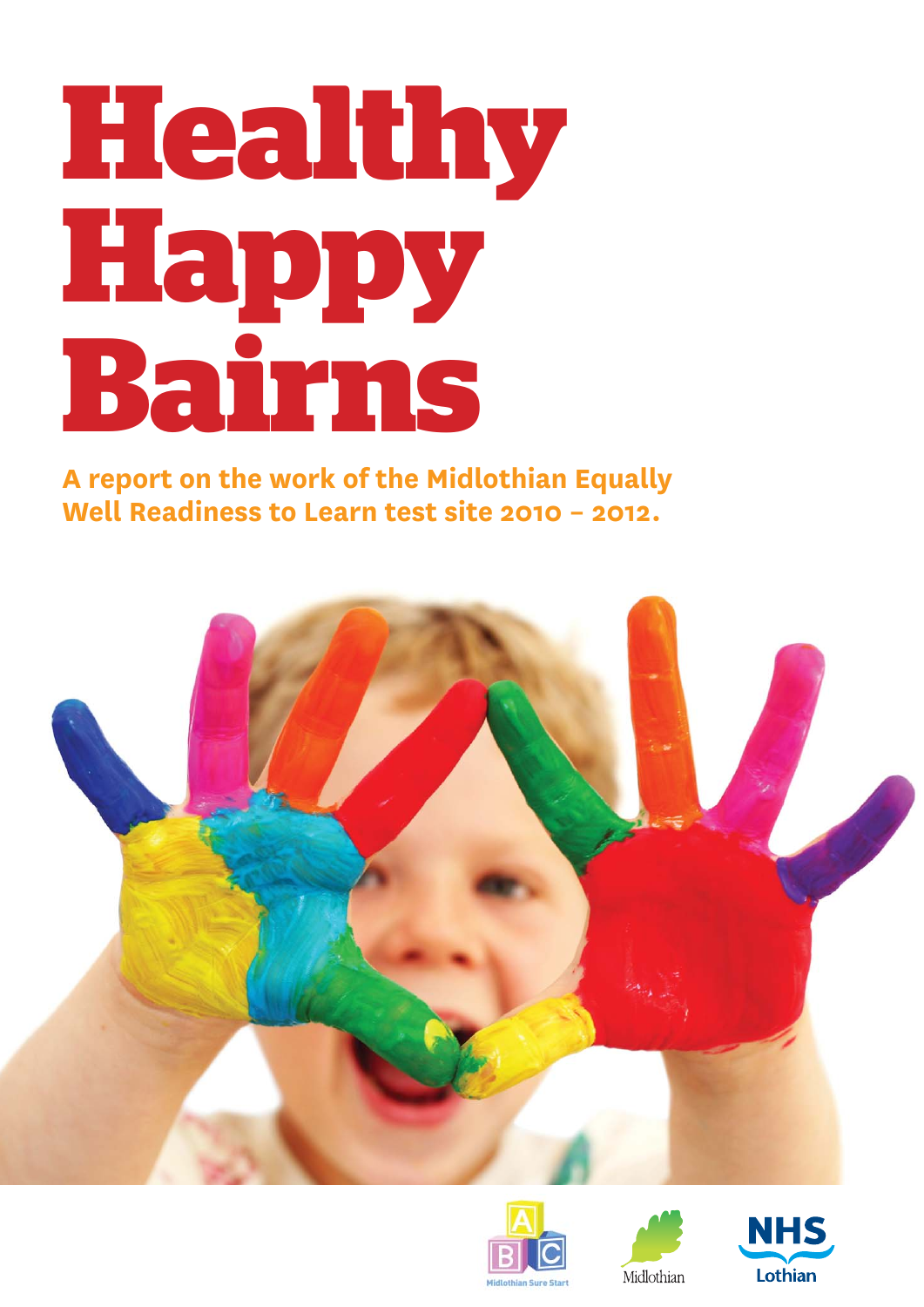# Healthy Happy Bairns

**A report on the work of the Midlothian Equally Well Readiness to Learn test site 2010 – 2012.**

Midlothian Sure Start

Midlothian

NHS Lothian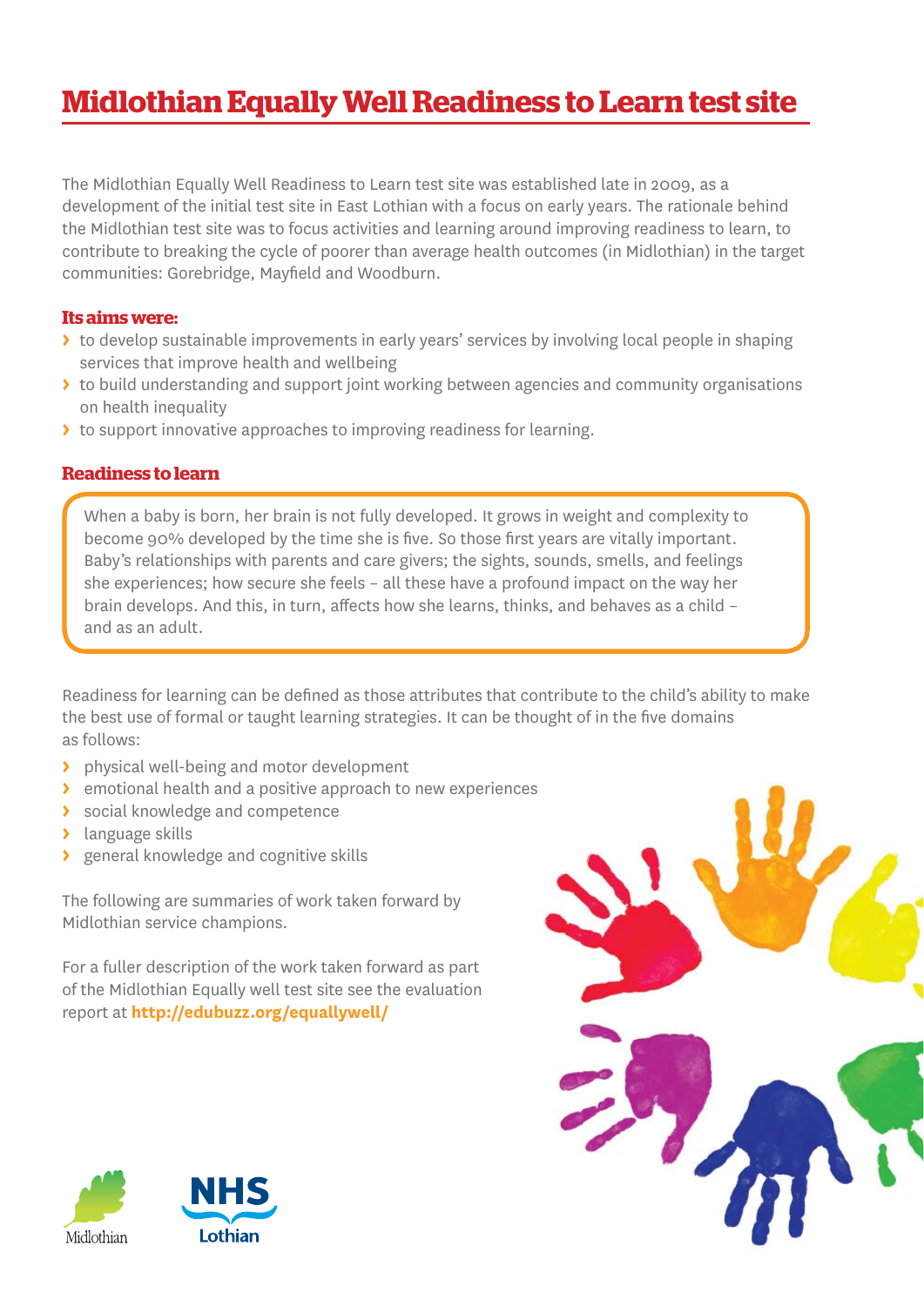# Midlothian Equally Well Readiness to Learn test site

The Midlothian Equally Well Readiness to Learn test site was established late in 2009, as a development of the initial test site in East Lothian with a focus on early years. The rationale behind the Midlothian test site was to focus activities and learning around improving readiness to learn, to contribute to breaking the cycle of poorer than average health outcomes (in Midlothian) in the target communities: Gorebridge, Mayfield and Woodburn.

### Its aims were:

- to develop sustainable improvements in early years' services by involving local people in shaping services that improve health and wellbeing
- to build understanding and support joint working between agencies and community organisations on health inequality
- to support innovative approaches to improving readiness for learning.

### Readiness to learn

When a baby is born, her brain is not fully developed. It grows in weight and complexity to become 90% developed by the time she is five. So those first years are vitally important. Baby's relationships with parents and care givers; the sights, sounds, smells, and feelings she experiences; how secure she feels – all these have a profound impact on the way her brain develops. And this, in turn, affects how she learns, thinks, and behaves as a child – and as an adult.

Readiness for learning can be defined as those attributes that contribute to the child's ability to make the best use of formal or taught learning strategies. It can be thought of in the five domains as follows:

- physical well-being and motor development
- emotional health and a positive approach to new experiences
- social knowledge and competence
- language skills
- general knowledge and cognitive skills

The following are summaries of work taken forward by Midlothian service champions.

For a fuller description of the work taken forward as part of the Midlothian Equally well test site see the evaluation report at **http://edubuzz.org/equallywell/**

Midlothian

NHS Lothian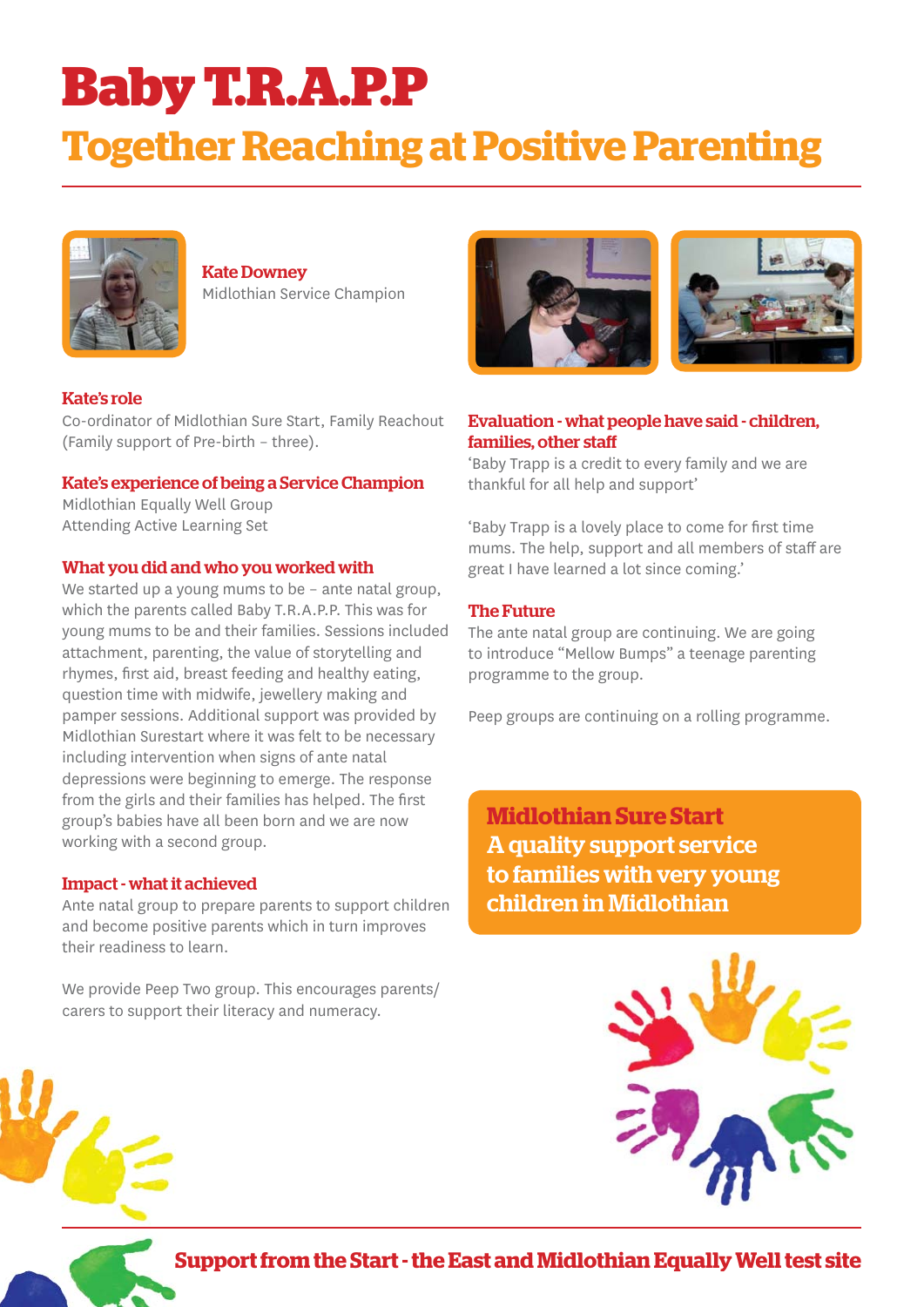# Baby T.R.A.P.P

## Together Reaching at Positive Parenting

**Kate Downey**
Midlothian Service Champion

### Kate's role

Co-ordinator of Midlothian Sure Start, Family Reachout (Family support of Pre-birth – three).

### Kate's experience of being a Service Champion

Midlothian Equally Well Group
Attending Active Learning Set

### What you did and who you worked with

We started up a young mums to be – ante natal group, which the parents called Baby T.R.A.P.P. This was for young mums to be and their families. Sessions included attachment, parenting, the value of storytelling and rhymes, first aid, breast feeding and healthy eating, question time with midwife, jewellery making and pamper sessions. Additional support was provided by Midlothian Surestart where it was felt to be necessary including intervention when signs of ante natal depressions were beginning to emerge. The response from the girls and their families has helped. The first group's babies have all been born and we are now working with a second group.

### Impact - what it achieved

Ante natal group to prepare parents to support children and become positive parents which in turn improves their readiness to learn.

We provide Peep Two group. This encourages parents/ carers to support their literacy and numeracy.

### Evaluation - what people have said - children, families, other staff

'Baby Trapp is a credit to every family and we are thankful for all help and support'

'Baby Trapp is a lovely place to come for first time mums. The help, support and all members of staff are great I have learned a lot since coming.'

### The Future

The ante natal group are continuing. We are going to introduce "Mellow Bumps" a teenage parenting programme to the group.

Peep groups are continuing on a rolling programme.

**Midlothian Sure Start**
**A quality support service to families with very young children in Midlothian**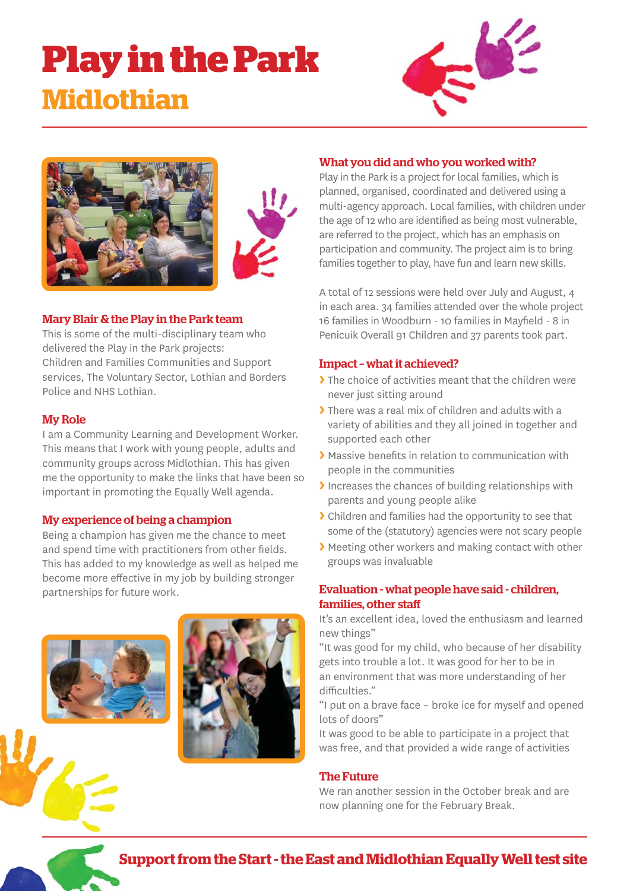# Play in the Park

## Midlothian

### Mary Blair & the Play in the Park team

This is some of the multi-disciplinary team who delivered the Play in the Park projects: Children and Families Communities and Support services, The Voluntary Sector, Lothian and Borders Police and NHS Lothian.

### My Role

I am a Community Learning and Development Worker. This means that I work with young people, adults and community groups across Midlothian. This has given me the opportunity to make the links that have been so important in promoting the Equally Well agenda.

### My experience of being a champion

Being a champion has given me the chance to meet and spend time with practitioners from other fields. This has added to my knowledge as well as helped me become more effective in my job by building stronger partnerships for future work.

### What you did and who you worked with?

Play in the Park is a project for local families, which is planned, organised, coordinated and delivered using a multi-agency approach. Local families, with children under the age of 12 who are identified as being most vulnerable, are referred to the project, which has an emphasis on participation and community. The project aim is to bring families together to play, have fun and learn new skills.

A total of 12 sessions were held over July and August, 4 in each area. 34 families attended over the whole project 16 families in Woodburn - 10 families in Mayfield - 8 in Penicuik Overall 91 Children and 37 parents took part.

### Impact – what it achieved?

- The choice of activities meant that the children were never just sitting around
- There was a real mix of children and adults with a variety of abilities and they all joined in together and supported each other
- Massive benefits in relation to communication with people in the communities
- Increases the chances of building relationships with parents and young people alike
- Children and families had the opportunity to see that some of the (statutory) agencies were not scary people
- Meeting other workers and making contact with other groups was invaluable

### Evaluation - what people have said - children, families, other staff

It's an excellent idea, loved the enthusiasm and learned new things"

"It was good for my child, who because of her disability gets into trouble a lot. It was good for her to be in an environment that was more understanding of her difficulties."

"I put on a brave face – broke ice for myself and opened lots of doors"

It was good to be able to participate in a project that was free, and that provided a wide range of activities

### The Future

We ran another session in the October break and are now planning one for the February Break.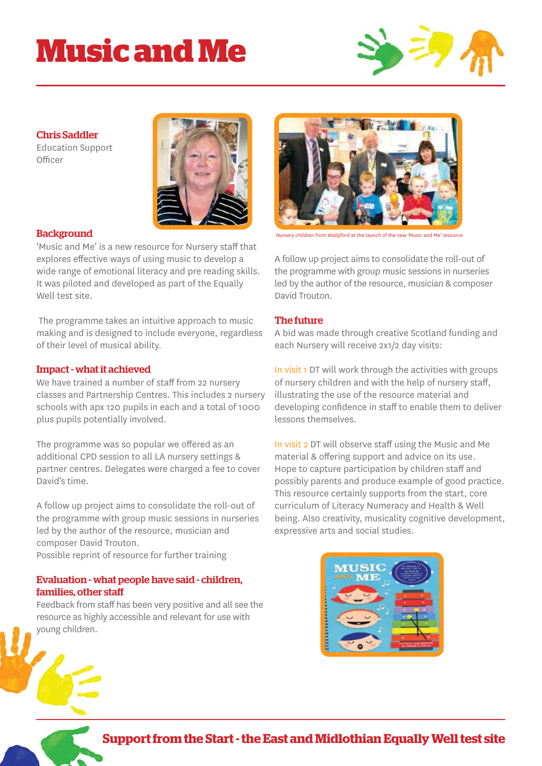# Music and Me

**Chris Saddler**
Education Support Officer

## Background

'Music and Me' is a new resource for Nursery staff that explores effective ways of using music to develop a wide range of emotional literacy and pre reading skills. It was piloted and developed as part of the Equally Well test site.

The programme takes an intuitive approach to music making and is designed to include everyone, regardless of their level of musical ability.

## Impact - what it achieved

We have trained a number of staff from 22 nursery classes and Partnership Centres. This includes 2 nursery schools with apx 120 pupils in each and a total of 1000 plus pupils potentially involved.

The programme was so popular we offered as an additional CPD session to all LA nursery settings & partner centres. Delegates were charged a fee to cover David's time.

A follow up project aims to consolidate the roll-out of the programme with group music sessions in nurseries led by the author of the resource, musician and composer David Trouton.
Possible reprint of resource for further training

## Evaluation - what people have said - children, families, other staff

Feedback from staff has been very positive and all see the resource as highly accessible and relevant for use with young children.

Nursery children from Wallyford at the launch of the new 'Music and Me' resource

A follow up project aims to consolidate the roll-out of the programme with group music sessions in nurseries led by the author of the resource, musician & composer David Trouton.

## The future

A bid was made through creative Scotland funding and each Nursery will receive 2x1/2 day visits:

In visit 1 DT will work through the activities with groups of nursery children and with the help of nursery staff, illustrating the use of the resource material and developing confidence in staff to enable them to deliver lessons themselves.

In visit 2 DT will observe staff using the Music and Me material & offering support and advice on its use. Hope to capture participation by children staff and possibly parents and produce example of good practice. This resource certainly supports from the start, core curriculum of Literacy Numeracy and Health & Well being. Also creativity, musicality cognitive development, expressive arts and social studies.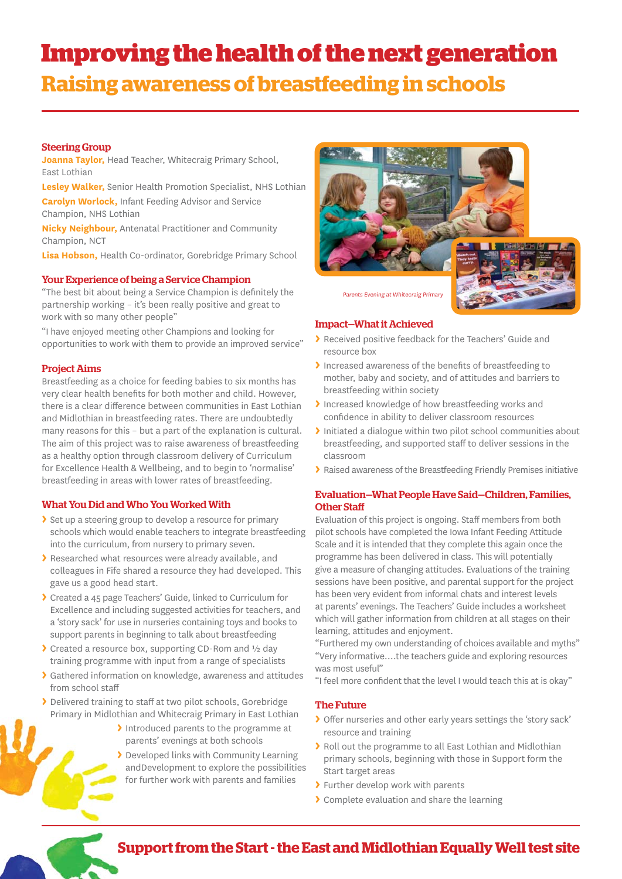# Improving the health of the next generation

## Raising awareness of breastfeeding in schools

### Steering Group

**Joanna Taylor,** Head Teacher, Whitecraig Primary School, East Lothian

**Lesley Walker,** Senior Health Promotion Specialist, NHS Lothian

**Carolyn Worlock,** Infant Feeding Advisor and Service Champion, NHS Lothian

**Nicky Neighbour,** Antenatal Practitioner and Community Champion, NCT

**Lisa Hobson,** Health Co-ordinator, Gorebridge Primary School

### Your Experience of being a Service Champion

"The best bit about being a Service Champion is definitely the partnership working – it's been really positive and great to work with so many other people"

"I have enjoyed meeting other Champions and looking for opportunities to work with them to provide an improved service"

### Project Aims

Breastfeeding as a choice for feeding babies to six months has very clear health benefits for both mother and child. However, there is a clear difference between communities in East Lothian and Midlothian in breastfeeding rates. There are undoubtedly many reasons for this – but a part of the explanation is cultural. The aim of this project was to raise awareness of breastfeeding as a healthy option through classroom delivery of Curriculum for Excellence Health & Wellbeing, and to begin to 'normalise' breastfeeding in areas with lower rates of breastfeeding.

### What You Did and Who You Worked With

- Set up a steering group to develop a resource for primary schools which would enable teachers to integrate breastfeeding into the curriculum, from nursery to primary seven.
- Researched what resources were already available, and colleagues in Fife shared a resource they had developed. This gave us a good head start.
- Created a 45 page Teachers' Guide, linked to Curriculum for Excellence and including suggested activities for teachers, and a 'story sack' for use in nurseries containing toys and books to support parents in beginning to talk about breastfeeding
- Created a resource box, supporting CD-Rom and ½ day training programme with input from a range of specialists
- Gathered information on knowledge, awareness and attitudes from school staff
- Delivered training to staff at two pilot schools, Gorebridge Primary in Midlothian and Whitecraig Primary in East Lothian
- Introduced parents to the programme at parents' evenings at both schools
- Developed links with Community Learning andDevelopment to explore the possibilities for further work with parents and families

*Parents Evening at Whitecraig Primary*

### Impact–What it Achieved

- Received positive feedback for the Teachers' Guide and resource box
- Increased awareness of the benefits of breastfeeding to mother, baby and society, and of attitudes and barriers to breastfeeding within society
- Increased knowledge of how breastfeeding works and confidence in ability to deliver classroom resources
- Initiated a dialogue within two pilot school communities about breastfeeding, and supported staff to deliver sessions in the classroom
- Raised awareness of the Breastfeeding Friendly Premises initiative

### Evaluation–What People Have Said–Children, Families, Other Staff

Evaluation of this project is ongoing. Staff members from both pilot schools have completed the Iowa Infant Feeding Attitude Scale and it is intended that they complete this again once the programme has been delivered in class. This will potentially give a measure of changing attitudes. Evaluations of the training sessions have been positive, and parental support for the project has been very evident from informal chats and interest levels at parents' evenings. The Teachers' Guide includes a worksheet which will gather information from children at all stages on their learning, attitudes and enjoyment.

"Furthered my own understanding of choices available and myths"

"Very informative….the teachers guide and exploring resources was most useful"

"I feel more confident that the level I would teach this at is okay"

### The Future

- Offer nurseries and other early years settings the 'story sack' resource and training
- Roll out the programme to all East Lothian and Midlothian primary schools, beginning with those in Support form the Start target areas
- Further develop work with parents
- Complete evaluation and share the learning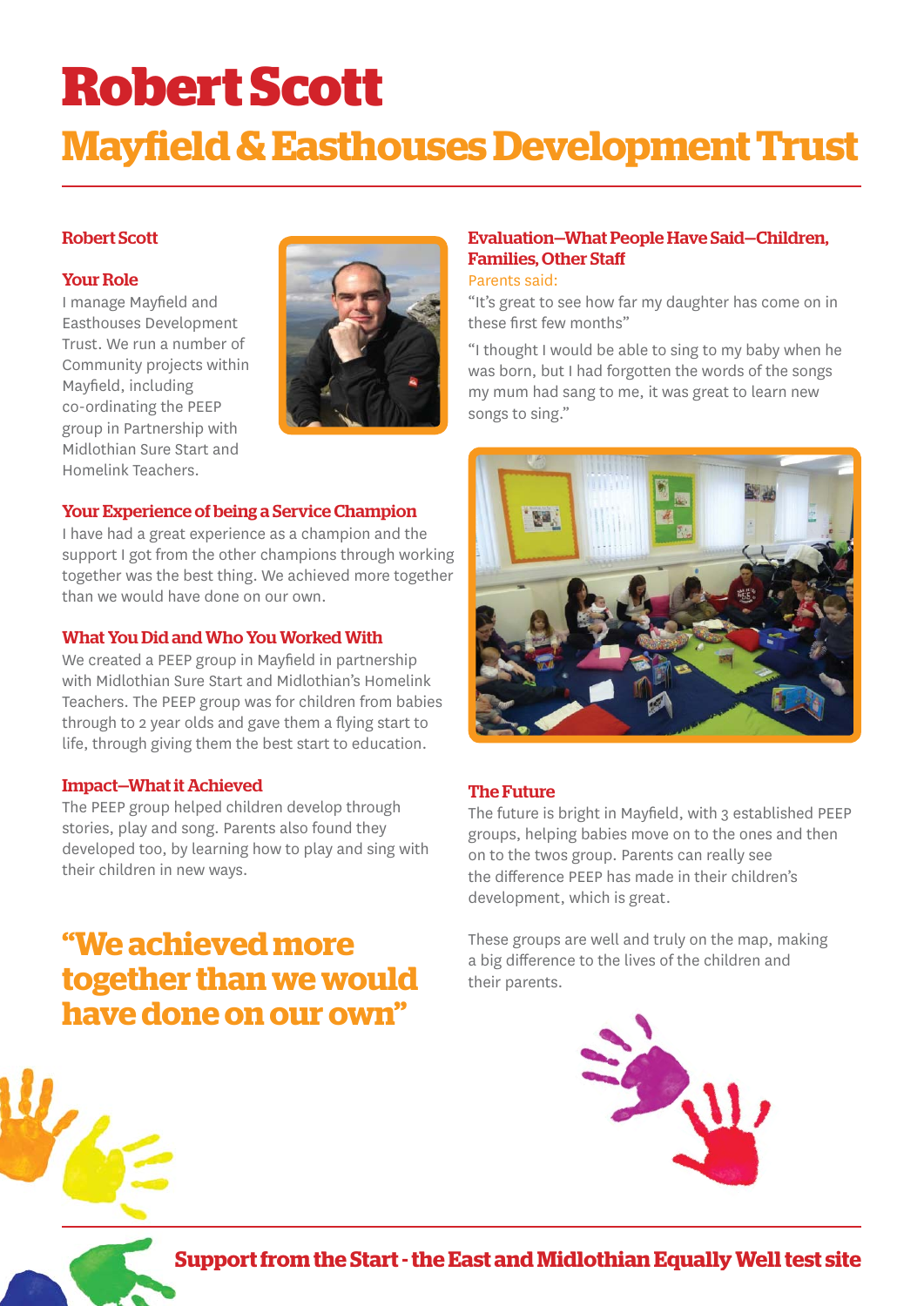# Robert Scott

## Mayfield & Easthouses Development Trust

### Robert Scott

### Your Role

I manage Mayfield and Easthouses Development Trust. We run a number of Community projects within Mayfield, including co-ordinating the PEEP group in Partnership with Midlothian Sure Start and Homelink Teachers.

### Your Experience of being a Service Champion

I have had a great experience as a champion and the support I got from the other champions through working together was the best thing. We achieved more together than we would have done on our own.

### What You Did and Who You Worked With

We created a PEEP group in Mayfield in partnership with Midlothian Sure Start and Midlothian's Homelink Teachers. The PEEP group was for children from babies through to 2 year olds and gave them a flying start to life, through giving them the best start to education.

### Impact—What it Achieved

The PEEP group helped children develop through stories, play and song. Parents also found they developed too, by learning how to play and sing with their children in new ways.

## "We achieved more together than we would have done on our own"

### Evaluation—What People Have Said—Children, Families, Other Staff

Parents said:

"It's great to see how far my daughter has come on in these first few months"

"I thought I would be able to sing to my baby when he was born, but I had forgotten the words of the songs my mum had sang to me, it was great to learn new songs to sing."

### The Future

The future is bright in Mayfield, with 3 established PEEP groups, helping babies move on to the ones and then on to the twos group. Parents can really see the difference PEEP has made in their children's development, which is great.

These groups are well and truly on the map, making a big difference to the lives of the children and their parents.

**Support from the Start - the East and Midlothian Equally Well test site**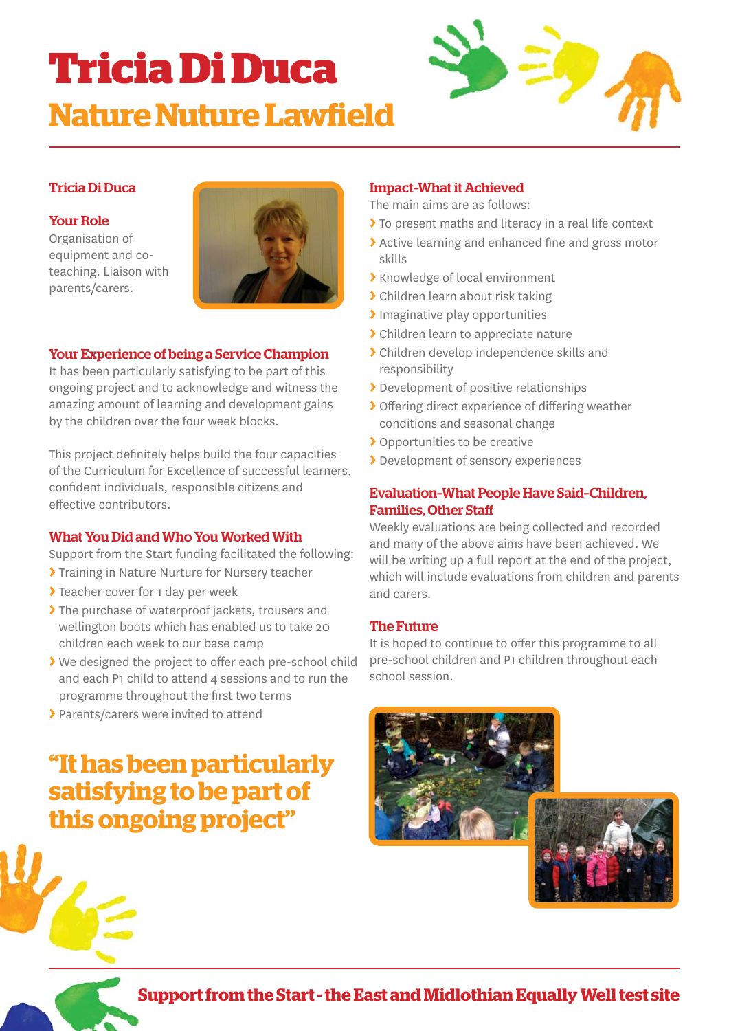# Tricia Di Duca

## Nature Nuture Lawfield

### Tricia Di Duca

### Your Role

Organisation of equipment and co-teaching. Liaison with parents/carers.

### Your Experience of being a Service Champion

It has been particularly satisfying to be part of this ongoing project and to acknowledge and witness the amazing amount of learning and development gains by the children over the four week blocks.

This project definitely helps build the four capacities of the Curriculum for Excellence of successful learners, confident individuals, responsible citizens and effective contributors.

### What You Did and Who You Worked With

Support from the Start funding facilitated the following:

- Training in Nature Nurture for Nursery teacher
- Teacher cover for 1 day per week
- The purchase of waterproof jackets, trousers and wellington boots which has enabled us to take 20 children each week to our base camp
- We designed the project to offer each pre-school child and each P1 child to attend 4 sessions and to run the programme throughout the first two terms
- Parents/carers were invited to attend

**"It has been particularly satisfying to be part of this ongoing project"**

### Impact-What it Achieved

The main aims are as follows:

- To present maths and literacy in a real life context
- Active learning and enhanced fine and gross motor skills
- Knowledge of local environment
- Children learn about risk taking
- Imaginative play opportunities
- Children learn to appreciate nature
- Children develop independence skills and responsibility
- Development of positive relationships
- Offering direct experience of differing weather conditions and seasonal change
- Opportunities to be creative
- Development of sensory experiences

### Evaluation-What People Have Said-Children, Families, Other Staff

Weekly evaluations are being collected and recorded and many of the above aims have been achieved. We will be writing up a full report at the end of the project, which will include evaluations from children and parents and carers.

### The Future

It is hoped to continue to offer this programme to all pre-school children and P1 children throughout each school session.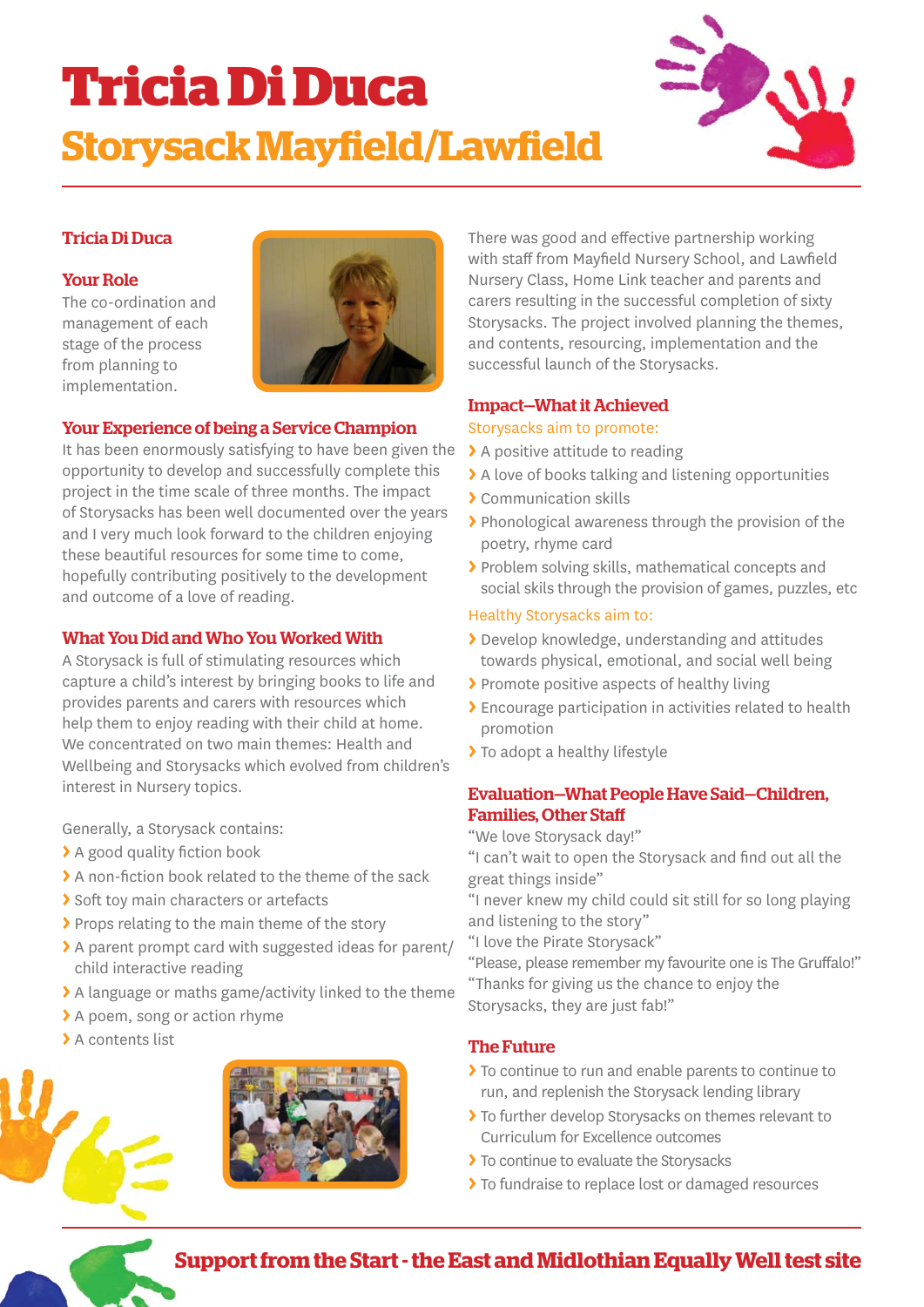# Tricia Di Duca

## Storysack Mayfield/Lawfield

### Tricia Di Duca

### Your Role

The co-ordination and management of each stage of the process from planning to implementation.

### Your Experience of being a Service Champion

It has been enormously satisfying to have been given the opportunity to develop and successfully complete this project in the time scale of three months. The impact of Storysacks has been well documented over the years and I very much look forward to the children enjoying these beautiful resources for some time to come, hopefully contributing positively to the development and outcome of a love of reading.

### What You Did and Who You Worked With

A Storysack is full of stimulating resources which capture a child's interest by bringing books to life and provides parents and carers with resources which help them to enjoy reading with their child at home. We concentrated on two main themes: Health and Wellbeing and Storysacks which evolved from children's interest in Nursery topics.

Generally, a Storysack contains:

- A good quality fiction book
- A non-fiction book related to the theme of the sack
- Soft toy main characters or artefacts
- Props relating to the main theme of the story
- A parent prompt card with suggested ideas for parent/child interactive reading
- A language or maths game/activity linked to the theme
- A poem, song or action rhyme
- A contents list

There was good and effective partnership working with staff from Mayfield Nursery School, and Lawfield Nursery Class, Home Link teacher and parents and carers resulting in the successful completion of sixty Storysacks. The project involved planning the themes, and contents, resourcing, implementation and the successful launch of the Storysacks.

### Impact–What it Achieved

Storysacks aim to promote:

- A positive attitude to reading
- A love of books talking and listening opportunities
- Communication skills
- Phonological awareness through the provision of the poetry, rhyme card
- Problem solving skills, mathematical concepts and social skils through the provision of games, puzzles, etc

Healthy Storysacks aim to:

- Develop knowledge, understanding and attitudes towards physical, emotional, and social well being
- Promote positive aspects of healthy living
- Encourage participation in activities related to health promotion
- To adopt a healthy lifestyle

### Evaluation–What People Have Said–Children, Families, Other Staff

"We love Storysack day!"
"I can't wait to open the Storysack and find out all the great things inside"
"I never knew my child could sit still for so long playing and listening to the story"
"I love the Pirate Storysack"
"Please, please remember my favourite one is The Gruffalo!"
"Thanks for giving us the chance to enjoy the Storysacks, they are just fab!"

### The Future

- To continue to run and enable parents to continue to run, and replenish the Storysack lending library
- To further develop Storysacks on themes relevant to Curriculum for Excellence outcomes
- To continue to evaluate the Storysacks
- To fundraise to replace lost or damaged resources

**Support from the Start - the East and Midlothian Equally Well test site**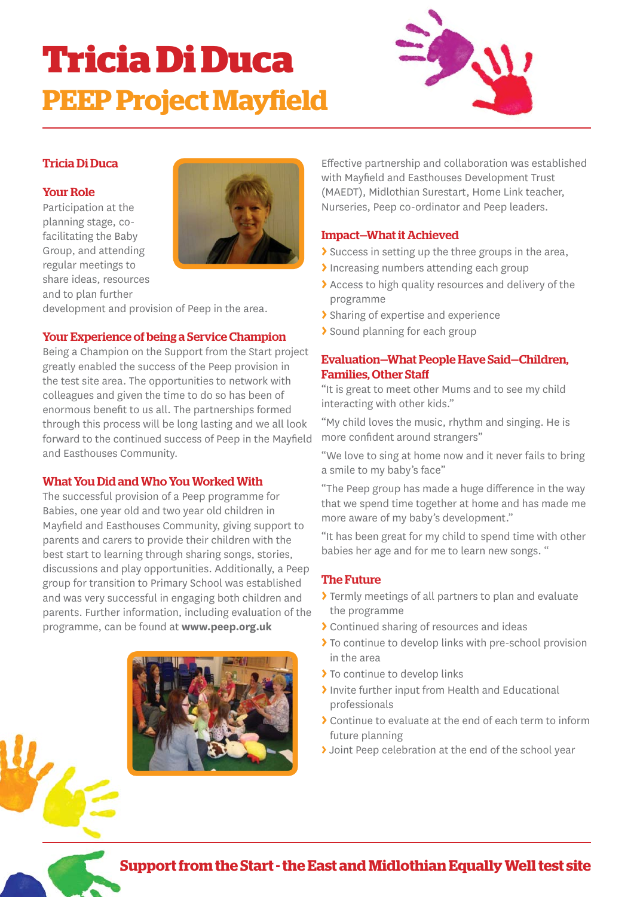# Tricia Di Duca

## PEEP Project Mayfield

### Tricia Di Duca

### Your Role

Participation at the planning stage, co-facilitating the Baby Group, and attending regular meetings to share ideas, resources and to plan further development and provision of Peep in the area.

### Your Experience of being a Service Champion

Being a Champion on the Support from the Start project greatly enabled the success of the Peep provision in the test site area. The opportunities to network with colleagues and given the time to do so has been of enormous benefit to us all. The partnerships formed through this process will be long lasting and we all look forward to the continued success of Peep in the Mayfield and Easthouses Community.

### What You Did and Who You Worked With

The successful provision of a Peep programme for Babies, one year old and two year old children in Mayfield and Easthouses Community, giving support to parents and carers to provide their children with the best start to learning through sharing songs, stories, discussions and play opportunities. Additionally, a Peep group for transition to Primary School was established and was very successful in engaging both children and parents. Further information, including evaluation of the programme, can be found at **www.peep.org.uk**

Effective partnership and collaboration was established with Mayfield and Easthouses Development Trust (MAEDT), Midlothian Surestart, Home Link teacher, Nurseries, Peep co-ordinator and Peep leaders.

### Impact–What it Achieved

- Success in setting up the three groups in the area,
- Increasing numbers attending each group
- Access to high quality resources and delivery of the programme
- Sharing of expertise and experience
- Sound planning for each group

### Evaluation–What People Have Said–Children, Families, Other Staff

"It is great to meet other Mums and to see my child interacting with other kids."

"My child loves the music, rhythm and singing. He is more confident around strangers"

"We love to sing at home now and it never fails to bring a smile to my baby's face"

"The Peep group has made a huge difference in the way that we spend time together at home and has made me more aware of my baby's development."

"It has been great for my child to spend time with other babies her age and for me to learn new songs. "

### The Future

- Termly meetings of all partners to plan and evaluate the programme
- Continued sharing of resources and ideas
- To continue to develop links with pre-school provision in the area
- To continue to develop links
- Invite further input from Health and Educational professionals
- Continue to evaluate at the end of each term to inform future planning
- Joint Peep celebration at the end of the school year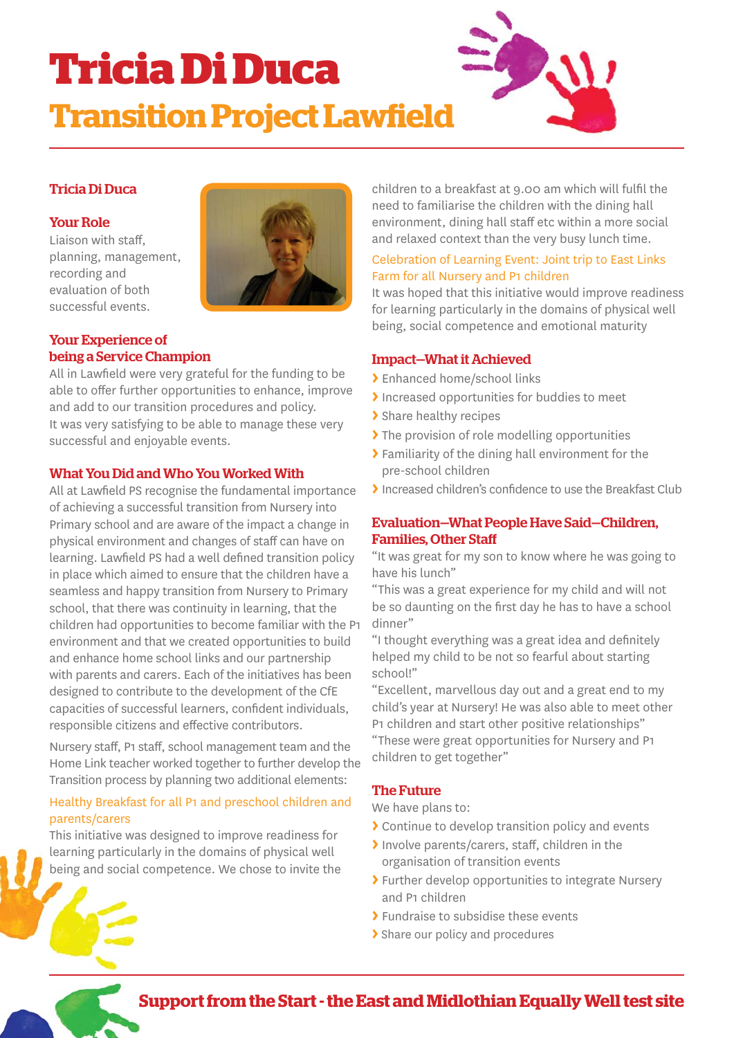# Tricia Di Duca

## Transition Project Lawfield

### Tricia Di Duca

### Your Role

Liaison with staff, planning, management, recording and evaluation of both successful events.

### Your Experience of being a Service Champion

All in Lawfield were very grateful for the funding to be able to offer further opportunities to enhance, improve and add to our transition procedures and policy. It was very satisfying to be able to manage these very successful and enjoyable events.

### What You Did and Who You Worked With

All at Lawfield PS recognise the fundamental importance of achieving a successful transition from Nursery into Primary school and are aware of the impact a change in physical environment and changes of staff can have on learning. Lawfield PS had a well defined transition policy in place which aimed to ensure that the children have a seamless and happy transition from Nursery to Primary school, that there was continuity in learning, that the children had opportunities to become familiar with the P1 environment and that we created opportunities to build and enhance home school links and our partnership with parents and carers. Each of the initiatives has been designed to contribute to the development of the CfE capacities of successful learners, confident individuals, responsible citizens and effective contributors.

Nursery staff, P1 staff, school management team and the Home Link teacher worked together to further develop the Transition process by planning two additional elements:

Healthy Breakfast for all P1 and preschool children and parents/carers

This initiative was designed to improve readiness for learning particularly in the domains of physical well being and social competence. We chose to invite the children to a breakfast at 9.00 am which will fulfil the need to familiarise the children with the dining hall environment, dining hall staff etc within a more social and relaxed context than the very busy lunch time.

Celebration of Learning Event: Joint trip to East Links Farm for all Nursery and P1 children

It was hoped that this initiative would improve readiness for learning particularly in the domains of physical well being, social competence and emotional maturity

### Impact–What it Achieved

- Enhanced home/school links
- Increased opportunities for buddies to meet
- Share healthy recipes
- The provision of role modelling opportunities
- Familiarity of the dining hall environment for the pre-school children
- Increased children's confidence to use the Breakfast Club

### Evaluation–What People Have Said–Children, Families, Other Staff

"It was great for my son to know where he was going to have his lunch"

"This was a great experience for my child and will not be so daunting on the first day he has to have a school dinner"

"I thought everything was a great idea and definitely helped my child to be not so fearful about starting school!"

"Excellent, marvellous day out and a great end to my child's year at Nursery! He was also able to meet other P1 children and start other positive relationships"

"These were great opportunities for Nursery and P1 children to get together"

### The Future

We have plans to:

- Continue to develop transition policy and events
- Involve parents/carers, staff, children in the organisation of transition events
- Further develop opportunities to integrate Nursery and P1 children
- Fundraise to subsidise these events
- Share our policy and procedures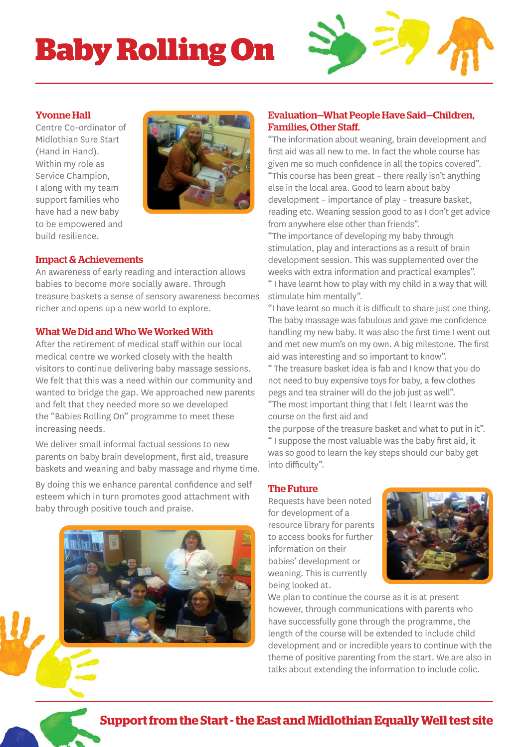# Baby Rolling On

## Yvonne Hall

Centre Co-ordinator of Midlothian Sure Start (Hand in Hand). Within my role as Service Champion, I along with my team support families who have had a new baby to be empowered and build resilience.

## Impact & Achievements

An awareness of early reading and interaction allows babies to become more socially aware. Through treasure baskets a sense of sensory awareness becomes richer and opens up a new world to explore.

## What We Did and Who We Worked With

After the retirement of medical staff within our local medical centre we worked closely with the health visitors to continue delivering baby massage sessions. We felt that this was a need within our community and wanted to bridge the gap. We approached new parents and felt that they needed more so we developed the "Babies Rolling On" programme to meet these increasing needs.

We deliver small informal factual sessions to new parents on baby brain development, first aid, treasure baskets and weaning and baby massage and rhyme time.

By doing this we enhance parental confidence and self esteem which in turn promotes good attachment with baby through positive touch and praise.

## Evaluation–What People Have Said–Children, Families, Other Staff.

"The information about weaning, brain development and first aid was all new to me. In fact the whole course has given me so much confidence in all the topics covered".

"This course has been great – there really isn't anything else in the local area. Good to learn about baby development – importance of play – treasure basket, reading etc. Weaning session good to as I don't get advice from anywhere else other than friends".

"The importance of developing my baby through stimulation, play and interactions as a result of brain development session. This was supplemented over the weeks with extra information and practical examples".

" I have learnt how to play with my child in a way that will stimulate him mentally".

"I have learnt so much it is difficult to share just one thing. The baby massage was fabulous and gave me confidence handling my new baby. It was also the first time I went out and met new mum's on my own. A big milestone. The first aid was interesting and so important to know".

" The treasure basket idea is fab and I know that you do not need to buy expensive toys for baby, a few clothes pegs and tea strainer will do the job just as well".

"The most important thing that I felt I learnt was the course on the first aid and the purpose of the treasure basket and what to put in it".

" I suppose the most valuable was the baby first aid, it was so good to learn the key steps should our baby get into difficulty".

## The Future

Requests have been noted for development of a resource library for parents to access books for further information on their babies' development or weaning. This is currently being looked at.

We plan to continue the course as it is at present however, through communications with parents who have successfully gone through the programme, the length of the course will be extended to include child development and or incredible years to continue with the theme of positive parenting from the start. We are also in talks about extending the information to include colic.

**Support from the Start - the East and Midlothian Equally Well test site**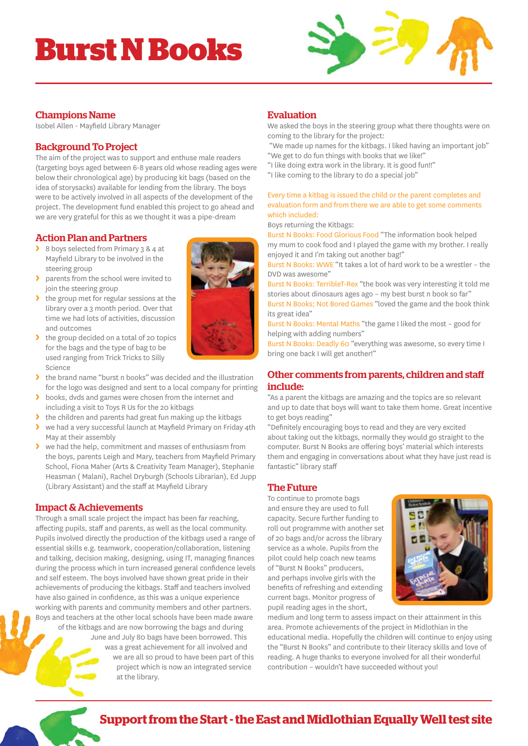# Burst N Books

## Champions Name

Isobel Allen - Mayfield Library Manager

## Background To Project

The aim of the project was to support and enthuse male readers (targeting boys aged between 6-8 years old whose reading ages were below their chronological age) by producing kit bags (based on the idea of storysacks) available for lending from the library. The boys were to be actively involved in all aspects of the development of the project. The development fund enabled this project to go ahead and we are very grateful for this as we thought it was a pipe-dream

## Action Plan and Partners

- 8 boys selected from Primary 3 & 4 at Mayfield Library to be involved in the steering group
- parents from the school were invited to join the steering group
- the group met for regular sessions at the library over a 3 month period. Over that time we had lots of activities, discussion and outcomes
- the group decided on a total of 20 topics for the bags and the type of bag to be used ranging from Trick Tricks to Silly Science
- the brand name "burst n books" was decided and the illustration for the logo was designed and sent to a local company for printing
- books, dvds and games were chosen from the internet and including a visit to Toys R Us for the 20 kitbags
- the children and parents had great fun making up the kitbags
- we had a very successful launch at Mayfield Primary on Friday 4th May at their assembly
- we had the help, commitment and masses of enthusiasm from the boys, parents Leigh and Mary, teachers from Mayfield Primary School, Fiona Maher (Arts & Creativity Team Manager), Stephanie Heasman ( Malani), Rachel Dryburgh (Schools Librarian), Ed Jupp (Library Assistant) and the staff at Mayfield Library

## Impact & Achievements

Through a small scale project the impact has been far reaching, affecting pupils, staff and parents, as well as the local community. Pupils involved directly the production of the kitbags used a range of essential skills e.g. teamwork, cooperation/collaboration, listening and talking, decision making, designing, using IT, managing finances during the process which in turn increased general confidence levels and self esteem. The boys involved have shown great pride in their achievements of producing the kitbags. Staff and teachers involved have also gained in confidence, as this was a unique experience working with parents and community members and other partners. Boys and teachers at the other local schools have been made aware of the kitbags and are now borrowing the bags and during June and July 80 bags have been borrowed. This was a great achievement for all involved and we are all so proud to have been part of this project which is now an integrated service at the library.

## Evaluation

We asked the boys in the steering group what there thoughts were on coming to the library for the project:

"We made up names for the kitbags. I liked having an important job"
"We get to do fun things with books that we like!"
"I like doing extra work in the library. It is good fun!!"
"I like coming to the library to do a special job"

Every time a kitbag is issued the child or the parent completes and evaluation form and from there we are able to get some comments which included:

Boys returning the Kitbags:

Burst N Books: Food Glorious Food "The information book helped my mum to cook food and I played the game with my brother. I really enjoyed it and I'm taking out another bag!"
Burst N Books: WWE "It takes a lot of hard work to be a wrestler – the DVD was awesome"
Burst N Books: TerribleT-Rex "the book was very interesting it told me stories about dinosaurs ages ago – my best burst n book so far"
Burst N Books; Not Bored Games "loved the game and the book think its great idea"
Burst N Books: Mental Maths "the game I liked the most – good for helping with adding numbers"
Burst N Books: Deadly 60 "everything was awesome, so every time I bring one back I will get another!"

## Other comments from parents, children and staff include:

"As a parent the kitbags are amazing and the topics are so relevant and up to date that boys will want to take them home. Great incentive to get boys reading"
"Definitely encouraging boys to read and they are very excited about taking out the kitbags, normally they would go straight to the computer. Burst N Books are offering boys' material which interests them and engaging in conversations about what they have just read is fantastic" library staff

## The Future

To continue to promote bags and ensure they are used to full capacity. Secure further funding to roll out programme with another set of 20 bags and/or across the library service as a whole. Pupils from the pilot could help coach new teams of "Burst N Books" producers, and perhaps involve girls with the benefits of refreshing and extending current bags. Monitor progress of pupil reading ages in the short, medium and long term to assess impact on their attainment in this area. Promote achievements of the project in Midlothian in the educational media. Hopefully the children will continue to enjoy using the "Burst N Books" and contribute to their literacy skills and love of reading. A huge thanks to everyone involved for all their wonderful contribution – wouldn't have succeeded without you!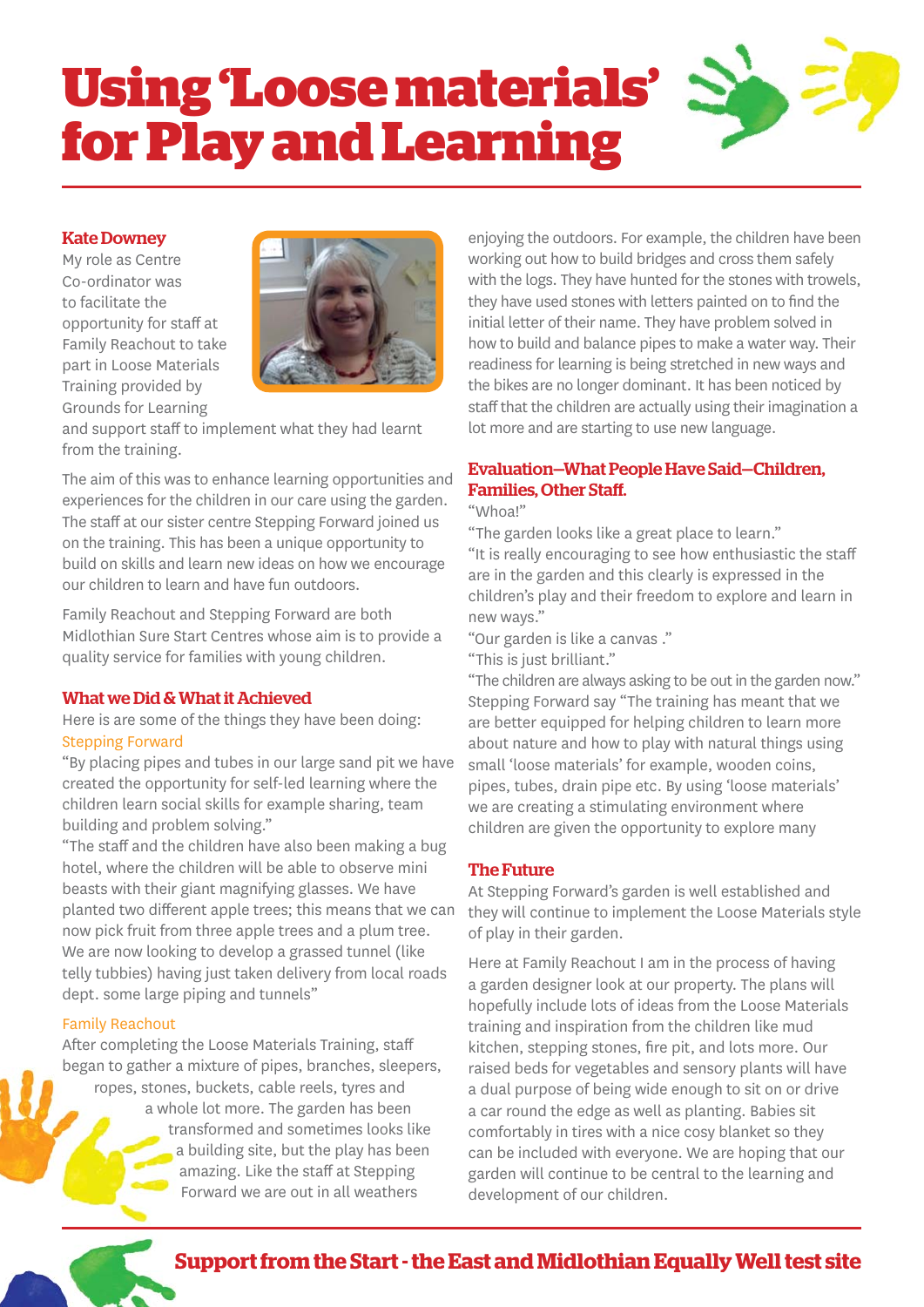# Using 'Loose materials' for Play and Learning

**Kate Downey**

My role as Centre Co-ordinator was to facilitate the opportunity for staff at Family Reachout to take part in Loose Materials Training provided by Grounds for Learning and support staff to implement what they had learnt from the training.

The aim of this was to enhance learning opportunities and experiences for the children in our care using the garden. The staff at our sister centre Stepping Forward joined us on the training. This has been a unique opportunity to build on skills and learn new ideas on how we encourage our children to learn and have fun outdoors.

Family Reachout and Stepping Forward are both Midlothian Sure Start Centres whose aim is to provide a quality service for families with young children.

## What we Did & What it Achieved

Here is are some of the things they have been doing:

### Stepping Forward

"By placing pipes and tubes in our large sand pit we have created the opportunity for self-led learning where the children learn social skills for example sharing, team building and problem solving."

"The staff and the children have also been making a bug hotel, where the children will be able to observe mini beasts with their giant magnifying glasses. We have planted two different apple trees; this means that we can now pick fruit from three apple trees and a plum tree. We are now looking to develop a grassed tunnel (like telly tubbies) having just taken delivery from local roads dept. some large piping and tunnels"

### Family Reachout

After completing the Loose Materials Training, staff began to gather a mixture of pipes, branches, sleepers, ropes, stones, buckets, cable reels, tyres and a whole lot more. The garden has been transformed and sometimes looks like a building site, but the play has been amazing. Like the staff at Stepping Forward we are out in all weathers enjoying the outdoors. For example, the children have been working out how to build bridges and cross them safely with the logs. They have hunted for the stones with trowels, they have used stones with letters painted on to find the initial letter of their name. They have problem solved in how to build and balance pipes to make a water way. Their readiness for learning is being stretched in new ways and the bikes are no longer dominant. It has been noticed by staff that the children are actually using their imagination a lot more and are starting to use new language.

## Evaluation–What People Have Said–Children, Families, Other Staff.

"Whoa!"

"The garden looks like a great place to learn."

"It is really encouraging to see how enthusiastic the staff are in the garden and this clearly is expressed in the children's play and their freedom to explore and learn in new ways."

"Our garden is like a canvas ."

"This is just brilliant."

"The children are always asking to be out in the garden now."

Stepping Forward say "The training has meant that we are better equipped for helping children to learn more about nature and how to play with natural things using small 'loose materials' for example, wooden coins, pipes, tubes, drain pipe etc. By using 'loose materials' we are creating a stimulating environment where children are given the opportunity to explore many

## The Future

At Stepping Forward's garden is well established and they will continue to implement the Loose Materials style of play in their garden.

Here at Family Reachout I am in the process of having a garden designer look at our property. The plans will hopefully include lots of ideas from the Loose Materials training and inspiration from the children like mud kitchen, stepping stones, fire pit, and lots more. Our raised beds for vegetables and sensory plants will have a dual purpose of being wide enough to sit on or drive a car round the edge as well as planting. Babies sit comfortably in tires with a nice cosy blanket so they can be included with everyone. We are hoping that our garden will continue to be central to the learning and development of our children.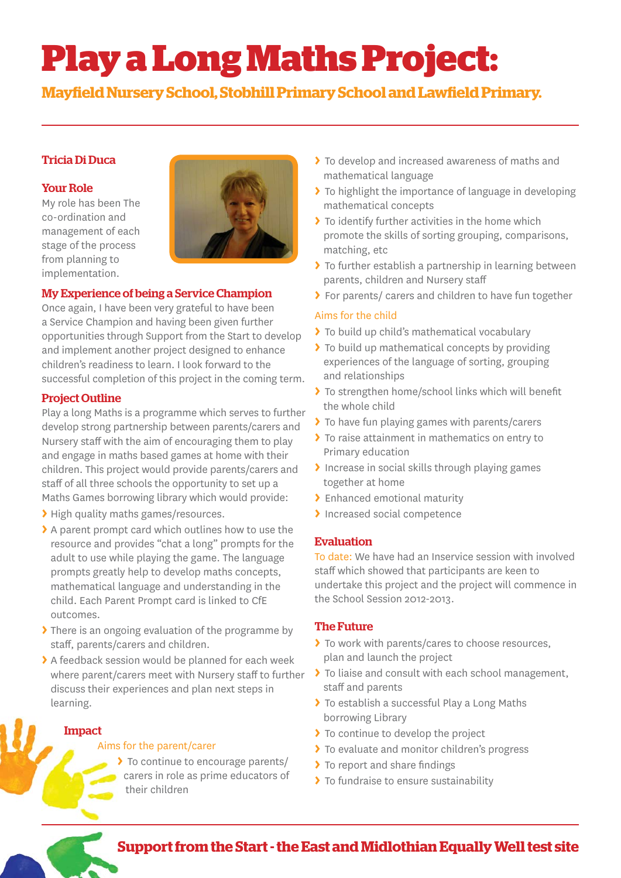# Play a Long Maths Project:

## Mayfield Nursery School, Stobhill Primary School and Lawfield Primary.

### Tricia Di Duca

### Your Role

My role has been The co-ordination and management of each stage of the process from planning to implementation.

### My Experience of being a Service Champion

Once again, I have been very grateful to have been a Service Champion and having been given further opportunities through Support from the Start to develop and implement another project designed to enhance children's readiness to learn. I look forward to the successful completion of this project in the coming term.

### Project Outline

Play a long Maths is a programme which serves to further develop strong partnership between parents/carers and Nursery staff with the aim of encouraging them to play and engage in maths based games at home with their children. This project would provide parents/carers and staff of all three schools the opportunity to set up a Maths Games borrowing library which would provide:

- High quality maths games/resources.
- A parent prompt card which outlines how to use the resource and provides "chat a long" prompts for the adult to use while playing the game. The language prompts greatly help to develop maths concepts, mathematical language and understanding in the child. Each Parent Prompt card is linked to CfE outcomes.
- There is an ongoing evaluation of the programme by staff, parents/carers and children.
- A feedback session would be planned for each week where parent/carers meet with Nursery staff to further discuss their experiences and plan next steps in learning.

### Impact

Aims for the parent/carer

- To continue to encourage parents/ carers in role as prime educators of their children
- To develop and increased awareness of maths and mathematical language
- To highlight the importance of language in developing mathematical concepts
- To identify further activities in the home which promote the skills of sorting grouping, comparisons, matching, etc
- To further establish a partnership in learning between parents, children and Nursery staff
- For parents/ carers and children to have fun together

Aims for the child

- To build up child's mathematical vocabulary
- To build up mathematical concepts by providing experiences of the language of sorting, grouping and relationships
- To strengthen home/school links which will benefit the whole child
- To have fun playing games with parents/carers
- To raise attainment in mathematics on entry to Primary education
- Increase in social skills through playing games together at home
- Enhanced emotional maturity
- Increased social competence

### Evaluation

To date: We have had an Inservice session with involved staff which showed that participants are keen to undertake this project and the project will commence in the School Session 2012-2013.

### The Future

- To work with parents/cares to choose resources, plan and launch the project
- To liaise and consult with each school management, staff and parents
- To establish a successful Play a Long Maths borrowing Library
- To continue to develop the project
- To evaluate and monitor children's progress
- To report and share findings
- To fundraise to ensure sustainability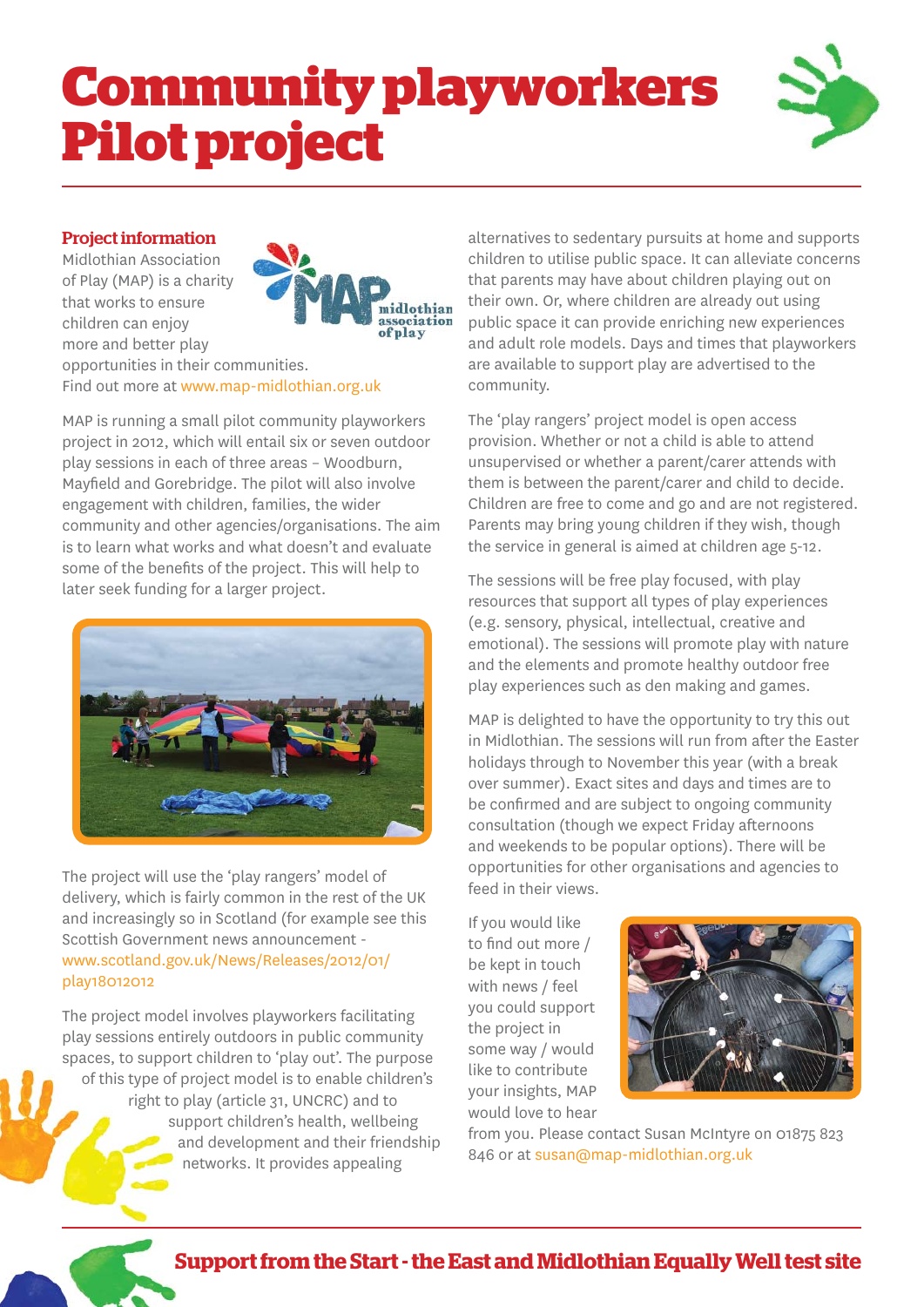# Community playworkers Pilot project

## Project information

Midlothian Association of Play (MAP) is a charity that works to ensure children can enjoy more and better play opportunities in their communities. Find out more at www.map-midlothian.org.uk

MAP is running a small pilot community playworkers project in 2012, which will entail six or seven outdoor play sessions in each of three areas – Woodburn, Mayfield and Gorebridge. The pilot will also involve engagement with children, families, the wider community and other agencies/organisations. The aim is to learn what works and what doesn't and evaluate some of the benefits of the project. This will help to later seek funding for a larger project.

The project will use the 'play rangers' model of delivery, which is fairly common in the rest of the UK and increasingly so in Scotland (for example see this Scottish Government news announcement - www.scotland.gov.uk/News/Releases/2012/01/play18012012

The project model involves playworkers facilitating play sessions entirely outdoors in public community spaces, to support children to 'play out'. The purpose of this type of project model is to enable children's right to play (article 31, UNCRC) and to support children's health, wellbeing and development and their friendship networks. It provides appealing alternatives to sedentary pursuits at home and supports children to utilise public space. It can alleviate concerns that parents may have about children playing out on their own. Or, where children are already out using public space it can provide enriching new experiences and adult role models. Days and times that playworkers are available to support play are advertised to the community.

The 'play rangers' project model is open access provision. Whether or not a child is able to attend unsupervised or whether a parent/carer attends with them is between the parent/carer and child to decide. Children are free to come and go and are not registered. Parents may bring young children if they wish, though the service in general is aimed at children age 5-12.

The sessions will be free play focused, with play resources that support all types of play experiences (e.g. sensory, physical, intellectual, creative and emotional). The sessions will promote play with nature and the elements and promote healthy outdoor free play experiences such as den making and games.

MAP is delighted to have the opportunity to try this out in Midlothian. The sessions will run from after the Easter holidays through to November this year (with a break over summer). Exact sites and days and times are to be confirmed and are subject to ongoing community consultation (though we expect Friday afternoons and weekends to be popular options). There will be opportunities for other organisations and agencies to feed in their views.

If you would like to find out more / be kept in touch with news / feel you could support the project in some way / would like to contribute your insights, MAP would love to hear from you. Please contact Susan McIntyre on 01875 823 846 or at susan@map-midlothian.org.uk

**Support from the Start - the East and Midlothian Equally Well test site**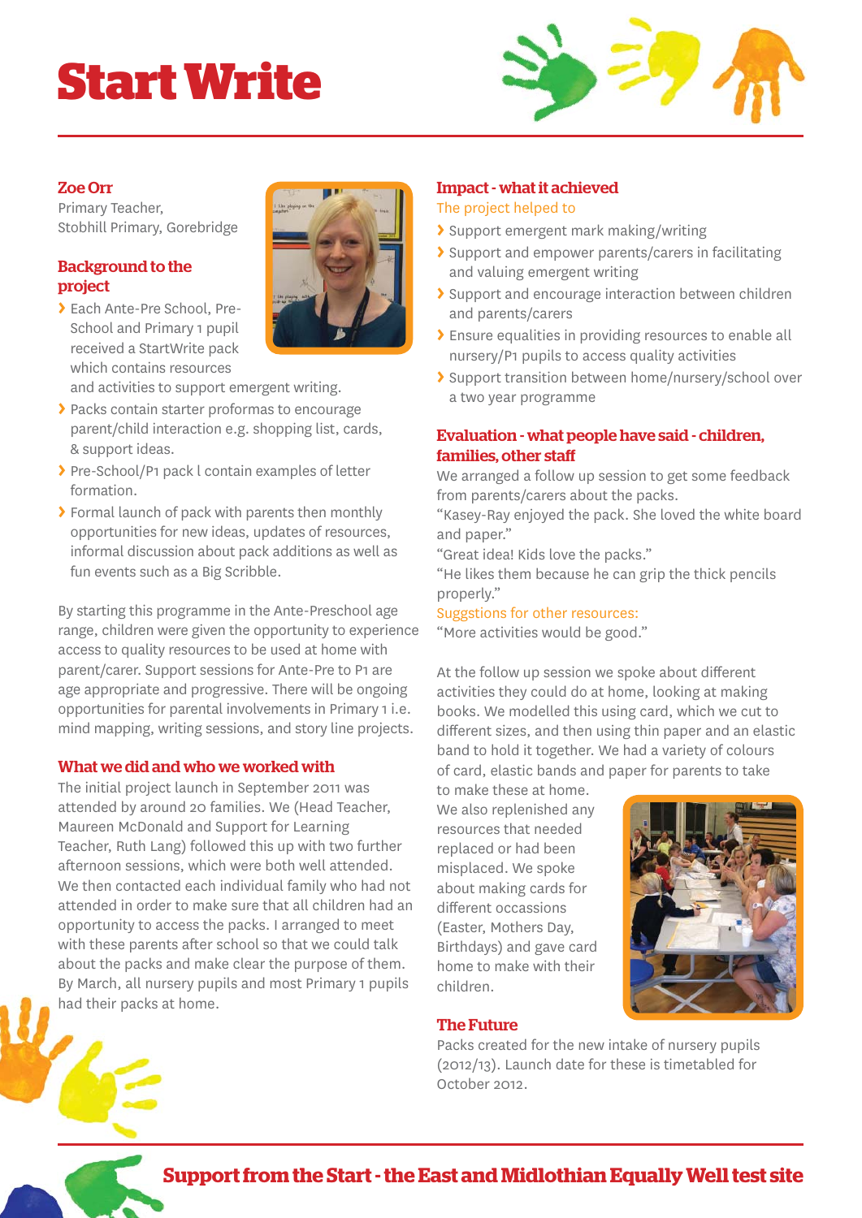# Start Write

**Zoe Orr**
Primary Teacher,
Stobhill Primary, Gorebridge

## Background to the project

- Each Ante-Pre School, Pre-School and Primary 1 pupil received a StartWrite pack which contains resources and activities to support emergent writing.
- Packs contain starter proformas to encourage parent/child interaction e.g. shopping list, cards, & support ideas.
- Pre-School/P1 pack l contain examples of letter formation.
- Formal launch of pack with parents then monthly opportunities for new ideas, updates of resources, informal discussion about pack additions as well as fun events such as a Big Scribble.

By starting this programme in the Ante-Preschool age range, children were given the opportunity to experience access to quality resources to be used at home with parent/carer. Support sessions for Ante-Pre to P1 are age appropriate and progressive. There will be ongoing opportunities for parental involvements in Primary 1 i.e. mind mapping, writing sessions, and story line projects.

## What we did and who we worked with

The initial project launch in September 2011 was attended by around 20 families. We (Head Teacher, Maureen McDonald and Support for Learning Teacher, Ruth Lang) followed this up with two further afternoon sessions, which were both well attended. We then contacted each individual family who had not attended in order to make sure that all children had an opportunity to access the packs. I arranged to meet with these parents after school so that we could talk about the packs and make clear the purpose of them. By March, all nursery pupils and most Primary 1 pupils had their packs at home.

## Impact - what it achieved

The project helped to

- Support emergent mark making/writing
- Support and empower parents/carers in facilitating and valuing emergent writing
- Support and encourage interaction between children and parents/carers
- Ensure equalities in providing resources to enable all nursery/P1 pupils to access quality activities
- Support transition between home/nursery/school over a two year programme

## Evaluation - what people have said - children, families, other staff

We arranged a follow up session to get some feedback from parents/carers about the packs.

"Kasey-Ray enjoyed the pack. She loved the white board and paper."

"Great idea! Kids love the packs."

"He likes them because he can grip the thick pencils properly."

Suggstions for other resources:

"More activities would be good."

At the follow up session we spoke about different activities they could do at home, looking at making books. We modelled this using card, which we cut to different sizes, and then using thin paper and an elastic band to hold it together. We had a variety of colours of card, elastic bands and paper for parents to take to make these at home.

We also replenished any resources that needed replaced or had been misplaced. We spoke about making cards for different occassions (Easter, Mothers Day, Birthdays) and gave card home to make with their children.

## The Future

Packs created for the new intake of nursery pupils (2012/13). Launch date for these is timetabled for October 2012.

**Support from the Start - the East and Midlothian Equally Well test site**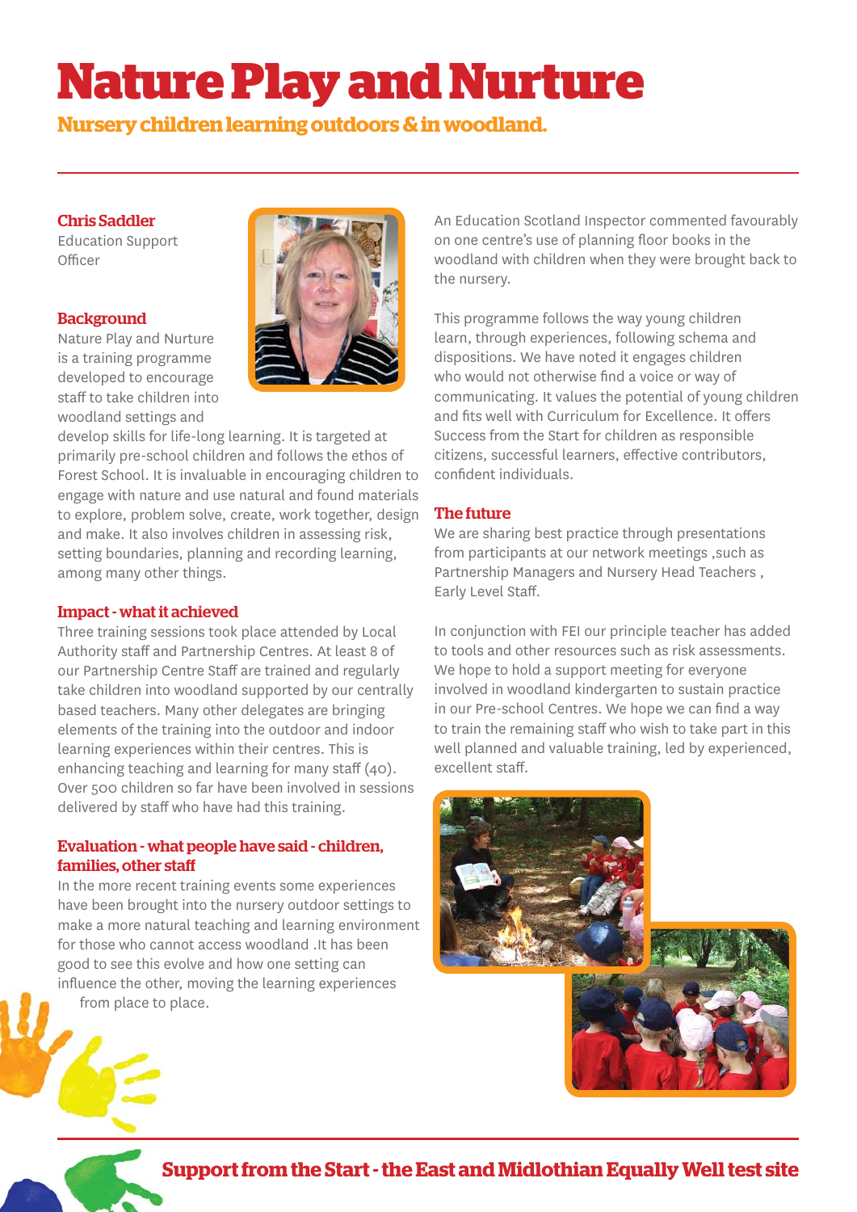# Nature Play and Nurture

**Nursery children learning outdoors & in woodland.**

**Chris Saddler**
Education Support Officer

## Background

Nature Play and Nurture is a training programme developed to encourage staff to take children into woodland settings and develop skills for life-long learning. It is targeted at primarily pre-school children and follows the ethos of Forest School. It is invaluable in encouraging children to engage with nature and use natural and found materials to explore, problem solve, create, work together, design and make. It also involves children in assessing risk, setting boundaries, planning and recording learning, among many other things.

## Impact - what it achieved

Three training sessions took place attended by Local Authority staff and Partnership Centres. At least 8 of our Partnership Centre Staff are trained and regularly take children into woodland supported by our centrally based teachers. Many other delegates are bringing elements of the training into the outdoor and indoor learning experiences within their centres. This is enhancing teaching and learning for many staff (40). Over 500 children so far have been involved in sessions delivered by staff who have had this training.

## Evaluation - what people have said - children, families, other staff

In the more recent training events some experiences have been brought into the nursery outdoor settings to make a more natural teaching and learning environment for those who cannot access woodland .It has been good to see this evolve and how one setting can influence the other, moving the learning experiences from place to place.

An Education Scotland Inspector commented favourably on one centre's use of planning floor books in the woodland with children when they were brought back to the nursery.

This programme follows the way young children learn, through experiences, following schema and dispositions. We have noted it engages children who would not otherwise find a voice or way of communicating. It values the potential of young children and fits well with Curriculum for Excellence. It offers Success from the Start for children as responsible citizens, successful learners, effective contributors, confident individuals.

## The future

We are sharing best practice through presentations from participants at our network meetings ,such as Partnership Managers and Nursery Head Teachers , Early Level Staff.

In conjunction with FEI our principle teacher has added to tools and other resources such as risk assessments. We hope to hold a support meeting for everyone involved in woodland kindergarten to sustain practice in our Pre-school Centres. We hope we can find a way to train the remaining staff who wish to take part in this well planned and valuable training, led by experienced, excellent staff.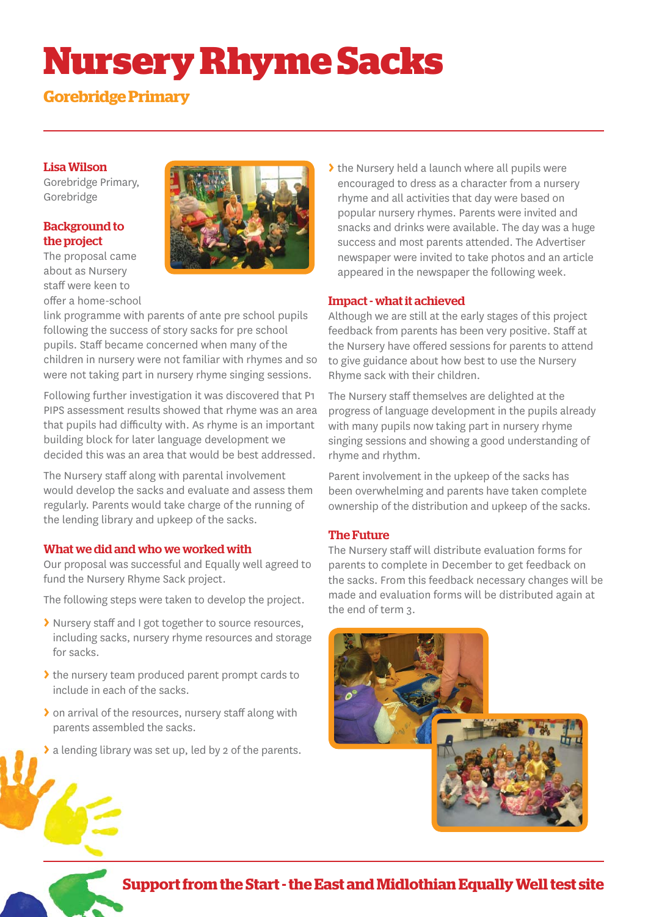# Nursery Rhyme Sacks

## Gorebridge Primary

**Lisa Wilson**
Gorebridge Primary, Gorebridge

### Background to the project

The proposal came about as Nursery staff were keen to offer a home-school link programme with parents of ante pre school pupils following the success of story sacks for pre school pupils. Staff became concerned when many of the children in nursery were not familiar with rhymes and so were not taking part in nursery rhyme singing sessions.

Following further investigation it was discovered that P1 PIPS assessment results showed that rhyme was an area that pupils had difficulty with. As rhyme is an important building block for later language development we decided this was an area that would be best addressed.

The Nursery staff along with parental involvement would develop the sacks and evaluate and assess them regularly. Parents would take charge of the running of the lending library and upkeep of the sacks.

### What we did and who we worked with

Our proposal was successful and Equally well agreed to fund the Nursery Rhyme Sack project.

The following steps were taken to develop the project.

- Nursery staff and I got together to source resources, including sacks, nursery rhyme resources and storage for sacks.
- the nursery team produced parent prompt cards to include in each of the sacks.
- on arrival of the resources, nursery staff along with parents assembled the sacks.
- a lending library was set up, led by 2 of the parents.
- the Nursery held a launch where all pupils were encouraged to dress as a character from a nursery rhyme and all activities that day were based on popular nursery rhymes. Parents were invited and snacks and drinks were available. The day was a huge success and most parents attended. The Advertiser newspaper were invited to take photos and an article appeared in the newspaper the following week.

### Impact - what it achieved

Although we are still at the early stages of this project feedback from parents has been very positive. Staff at the Nursery have offered sessions for parents to attend to give guidance about how best to use the Nursery Rhyme sack with their children.

The Nursery staff themselves are delighted at the progress of language development in the pupils already with many pupils now taking part in nursery rhyme singing sessions and showing a good understanding of rhyme and rhythm.

Parent involvement in the upkeep of the sacks has been overwhelming and parents have taken complete ownership of the distribution and upkeep of the sacks.

### The Future

The Nursery staff will distribute evaluation forms for parents to complete in December to get feedback on the sacks. From this feedback necessary changes will be made and evaluation forms will be distributed again at the end of term 3.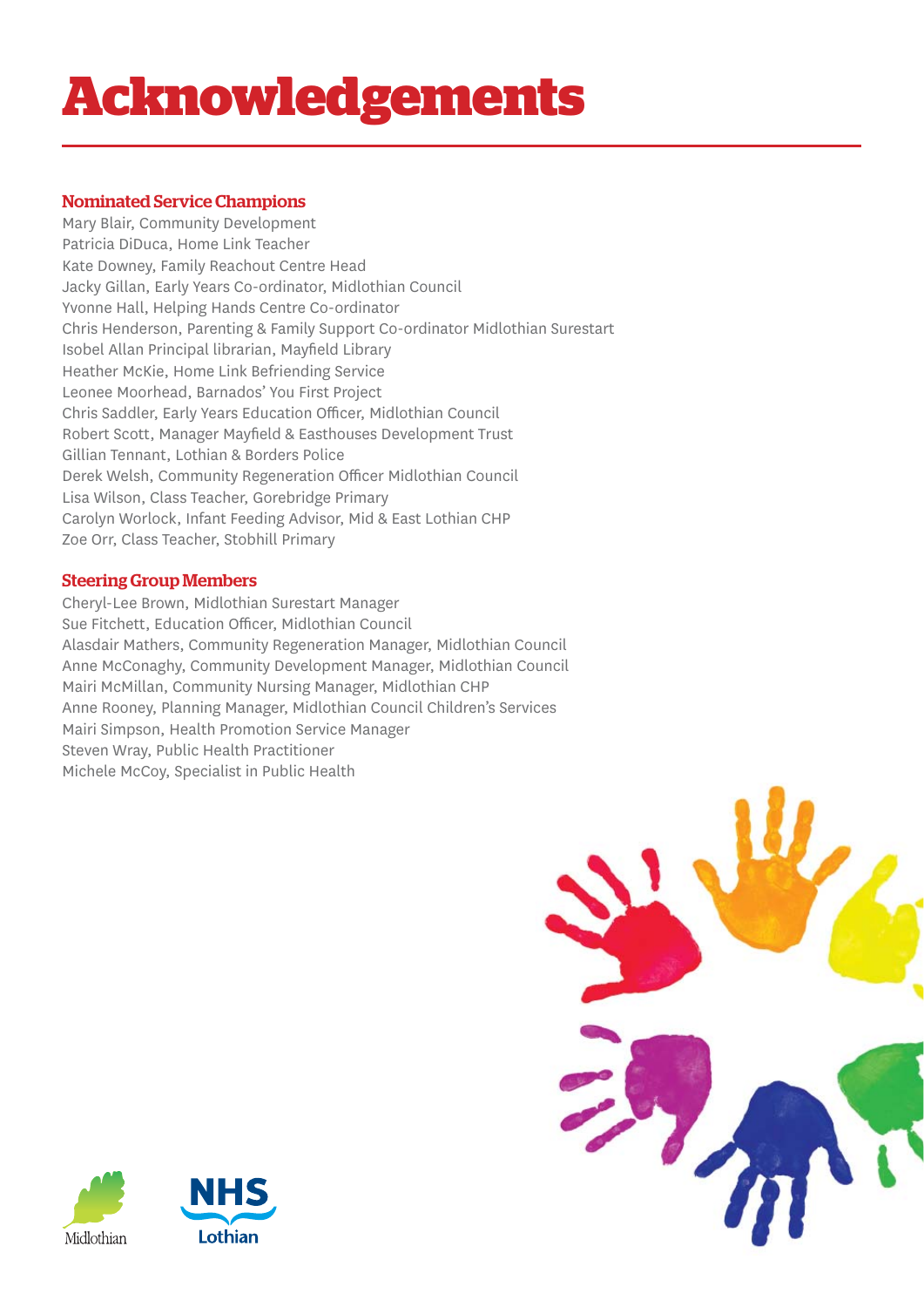# Acknowledgements

## Nominated Service Champions

Mary Blair, Community Development
Patricia DiDuca, Home Link Teacher
Kate Downey, Family Reachout Centre Head
Jacky Gillan, Early Years Co-ordinator, Midlothian Council
Yvonne Hall, Helping Hands Centre Co-ordinator
Chris Henderson, Parenting & Family Support Co-ordinator Midlothian Surestart
Isobel Allan Principal librarian, Mayfield Library
Heather McKie, Home Link Befriending Service
Leonee Moorhead, Barnados' You First Project
Chris Saddler, Early Years Education Officer, Midlothian Council
Robert Scott, Manager Mayfield & Easthouses Development Trust
Gillian Tennant, Lothian & Borders Police
Derek Welsh, Community Regeneration Officer Midlothian Council
Lisa Wilson, Class Teacher, Gorebridge Primary
Carolyn Worlock, Infant Feeding Advisor, Mid & East Lothian CHP
Zoe Orr, Class Teacher, Stobhill Primary

## Steering Group Members

Cheryl-Lee Brown, Midlothian Surestart Manager
Sue Fitchett, Education Officer, Midlothian Council
Alasdair Mathers, Community Regeneration Manager, Midlothian Council
Anne McConaghy, Community Development Manager, Midlothian Council
Mairi McMillan, Community Nursing Manager, Midlothian CHP
Anne Rooney, Planning Manager, Midlothian Council Children's Services
Mairi Simpson, Health Promotion Service Manager
Steven Wray, Public Health Practitioner
Michele McCoy, Specialist in Public Health

Midlothian

NHS Lothian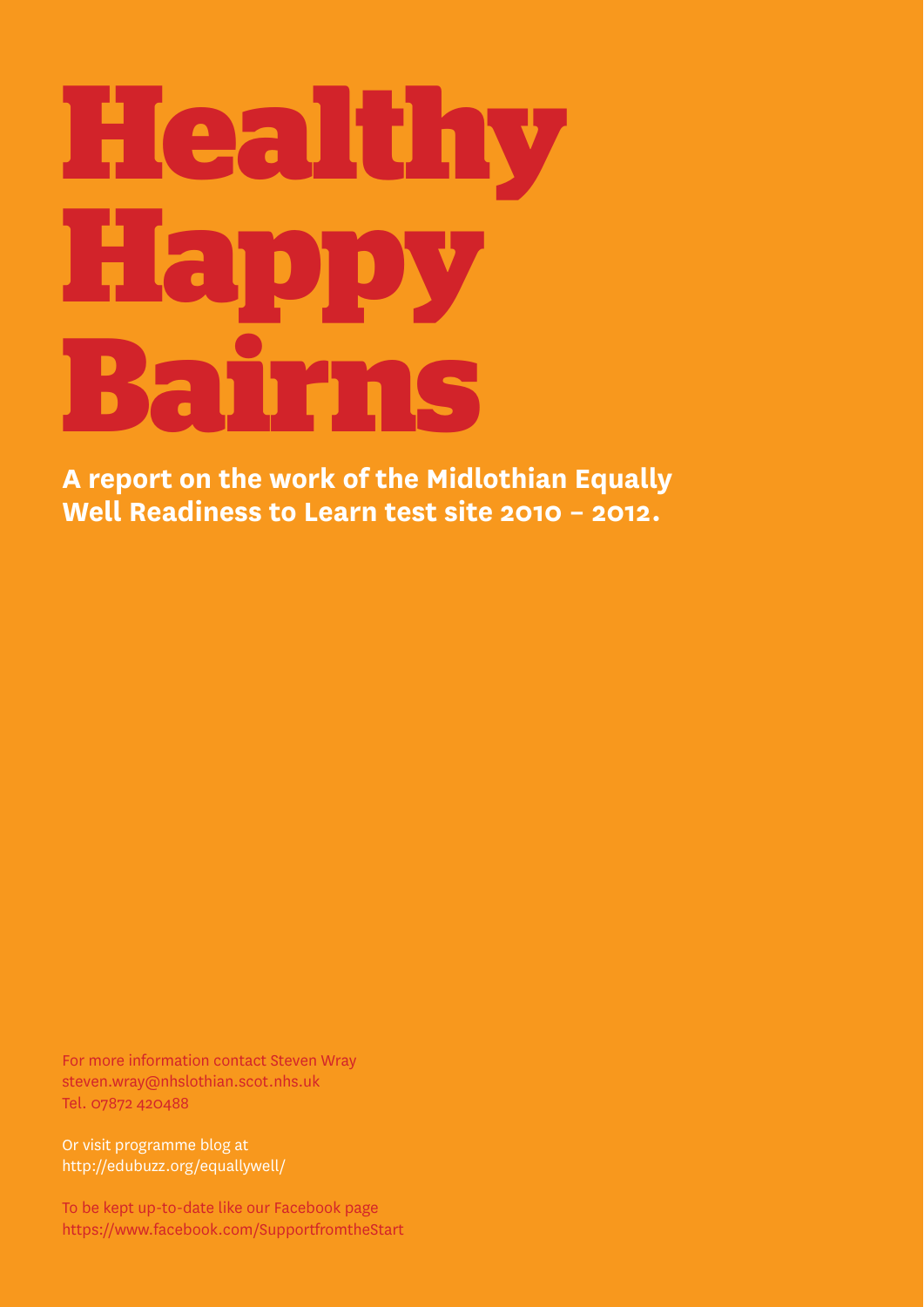# Healthy Happy Bairns

**A report on the work of the Midlothian Equally Well Readiness to Learn test site 2010 – 2012.**

For more information contact Steven Wray
steven.wray@nhslothian.scot.nhs.uk
Tel. 07872 420488

Or visit programme blog at
http://edubuzz.org/equallywell/

To be kept up-to-date like our Facebook page
https://www.facebook.com/SupportfromtheStart